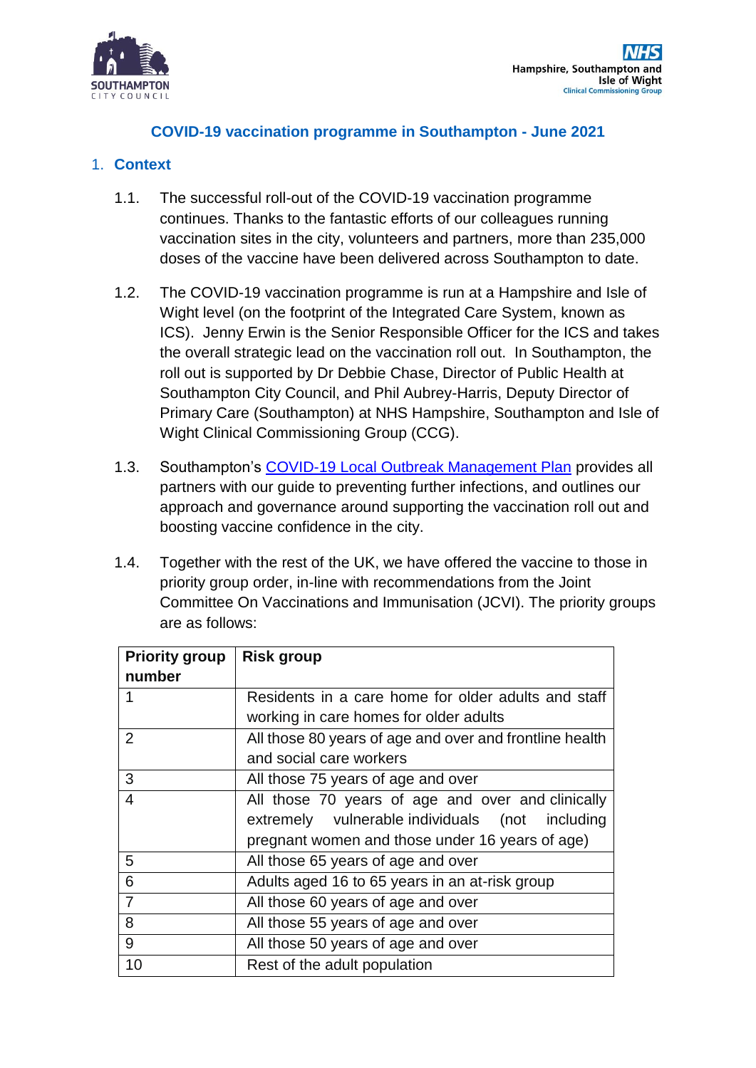Southampton City Council

NHS Hampshire, Southampton and Isle of Wight Clinical Commissioning Group

# COVID-19 vaccination programme in Southampton - June 2021

## 1. Context

1.1. The successful roll-out of the COVID-19 vaccination programme continues. Thanks to the fantastic efforts of our colleagues running vaccination sites in the city, volunteers and partners, more than 235,000 doses of the vaccine have been delivered across Southampton to date.

1.2. The COVID-19 vaccination programme is run at a Hampshire and Isle of Wight level (on the footprint of the Integrated Care System, known as ICS). Jenny Erwin is the Senior Responsible Officer for the ICS and takes the overall strategic lead on the vaccination roll out. In Southampton, the roll out is supported by Dr Debbie Chase, Director of Public Health at Southampton City Council, and Phil Aubrey-Harris, Deputy Director of Primary Care (Southampton) at NHS Hampshire, Southampton and Isle of Wight Clinical Commissioning Group (CCG).

1.3. Southampton's [COVID-19 Local Outbreak Management Plan] provides all partners with our guide to preventing further infections, and outlines our approach and governance around supporting the vaccination roll out and boosting vaccine confidence in the city.

1.4. Together with the rest of the UK, we have offered the vaccine to those in priority group order, in-line with recommendations from the Joint Committee On Vaccinations and Immunisation (JCVI). The priority groups are as follows:

| Priority group number | Risk group |
|---|---|
| 1 | Residents in a care home for older adults and staff working in care homes for older adults |
| 2 | All those 80 years of age and over and frontline health and social care workers |
| 3 | All those 75 years of age and over |
| 4 | All those 70 years of age and over and clinically extremely vulnerable individuals (not including pregnant women and those under 16 years of age) |
| 5 | All those 65 years of age and over |
| 6 | Adults aged 16 to 65 years in an at-risk group |
| 7 | All those 60 years of age and over |
| 8 | All those 55 years of age and over |
| 9 | All those 50 years of age and over |
| 10 | Rest of the adult population |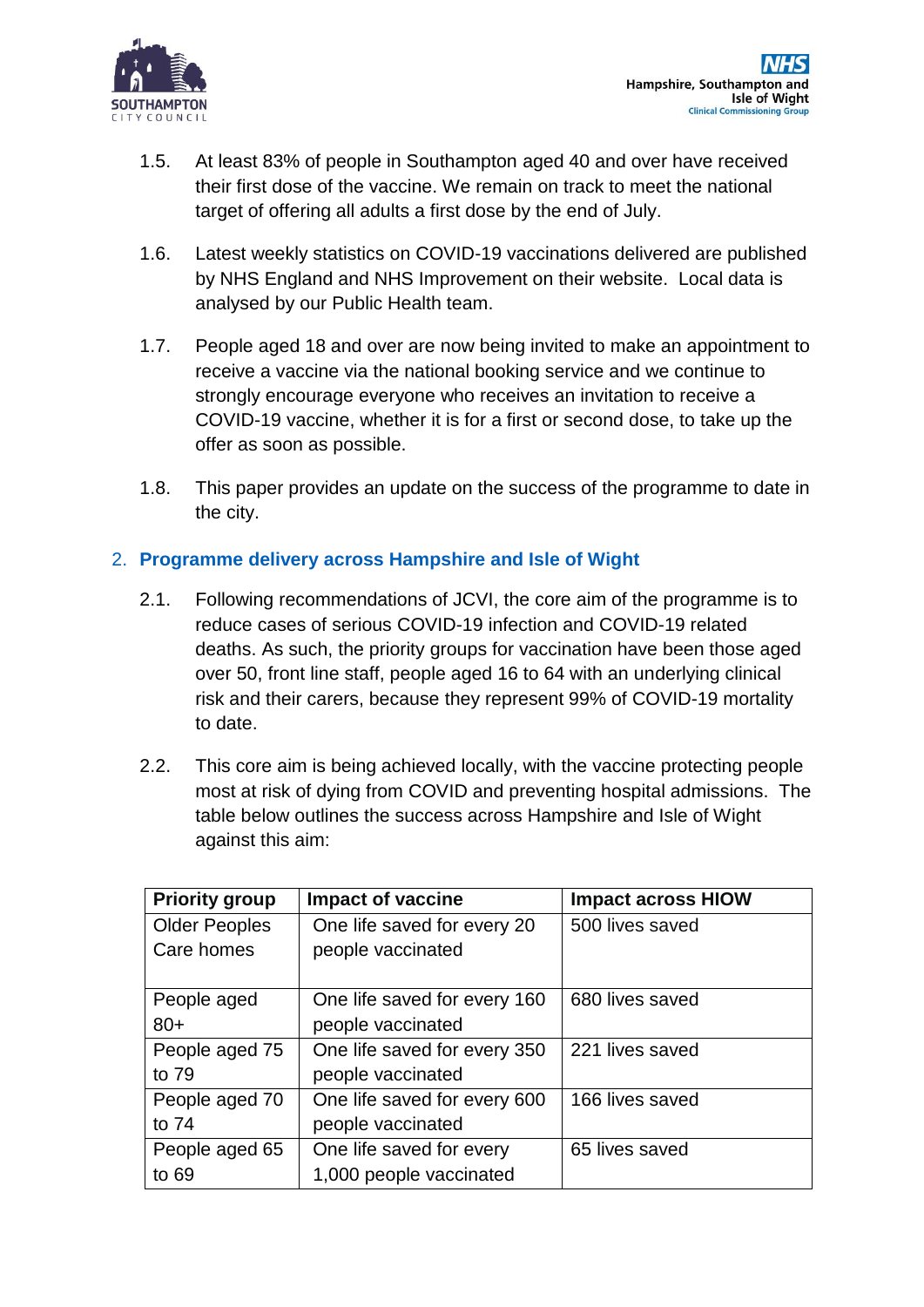1.5. At least 83% of people in Southampton aged 40 and over have received their first dose of the vaccine. We remain on track to meet the national target of offering all adults a first dose by the end of July.

1.6. Latest weekly statistics on COVID-19 vaccinations delivered are published by NHS England and NHS Improvement on their website. Local data is analysed by our Public Health team.

1.7. People aged 18 and over are now being invited to make an appointment to receive a vaccine via the national booking service and we continue to strongly encourage everyone who receives an invitation to receive a COVID-19 vaccine, whether it is for a first or second dose, to take up the offer as soon as possible.

1.8. This paper provides an update on the success of the programme to date in the city.

## 2. Programme delivery across Hampshire and Isle of Wight

2.1. Following recommendations of JCVI, the core aim of the programme is to reduce cases of serious COVID-19 infection and COVID-19 related deaths. As such, the priority groups for vaccination have been those aged over 50, front line staff, people aged 16 to 64 with an underlying clinical risk and their carers, because they represent 99% of COVID-19 mortality to date.

2.2. This core aim is being achieved locally, with the vaccine protecting people most at risk of dying from COVID and preventing hospital admissions. The table below outlines the success across Hampshire and Isle of Wight against this aim:

| Priority group | Impact of vaccine | Impact across HIOW |
|---|---|---|
| Older Peoples Care homes | One life saved for every 20 people vaccinated | 500 lives saved |
| People aged 80+ | One life saved for every 160 people vaccinated | 680 lives saved |
| People aged 75 to 79 | One life saved for every 350 people vaccinated | 221 lives saved |
| People aged 70 to 74 | One life saved for every 600 people vaccinated | 166 lives saved |
| People aged 65 to 69 | One life saved for every 1,000 people vaccinated | 65 lives saved |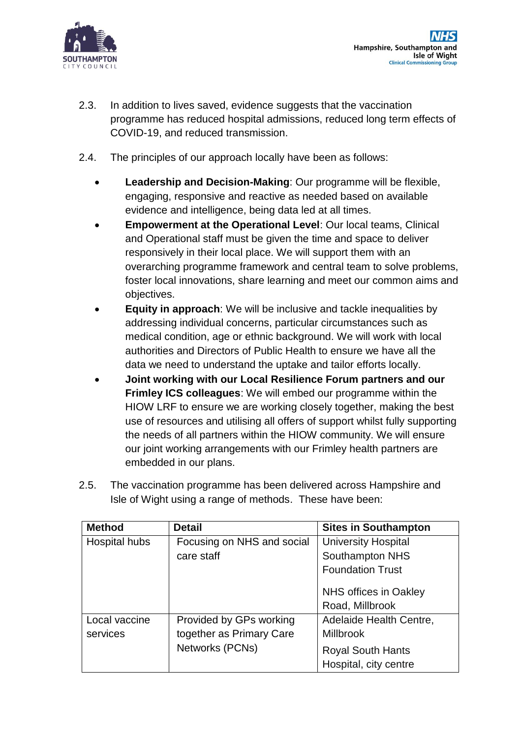2.3. In addition to lives saved, evidence suggests that the vaccination programme has reduced hospital admissions, reduced long term effects of COVID-19, and reduced transmission.

2.4. The principles of our approach locally have been as follows:

- **Leadership and Decision-Making**: Our programme will be flexible, engaging, responsive and reactive as needed based on available evidence and intelligence, being data led at all times.
- **Empowerment at the Operational Level**: Our local teams, Clinical and Operational staff must be given the time and space to deliver responsively in their local place. We will support them with an overarching programme framework and central team to solve problems, foster local innovations, share learning and meet our common aims and objectives.
- **Equity in approach**: We will be inclusive and tackle inequalities by addressing individual concerns, particular circumstances such as medical condition, age or ethnic background. We will work with local authorities and Directors of Public Health to ensure we have all the data we need to understand the uptake and tailor efforts locally.
- **Joint working with our Local Resilience Forum partners and our Frimley ICS colleagues**: We will embed our programme within the HIOW LRF to ensure we are working closely together, making the best use of resources and utilising all offers of support whilst fully supporting the needs of all partners within the HIOW community. We will ensure our joint working arrangements with our Frimley health partners are embedded in our plans.

2.5. The vaccination programme has been delivered across Hampshire and Isle of Wight using a range of methods. These have been:

| Method | Detail | Sites in Southampton |
|---|---|---|
| Hospital hubs | Focusing on NHS and social care staff | University Hospital Southampton NHS Foundation Trust<br><br>NHS offices in Oakley Road, Millbrook |
| Local vaccine services | Provided by GPs working together as Primary Care Networks (PCNs) | Adelaide Health Centre, Millbrook<br><br>Royal South Hants Hospital, city centre |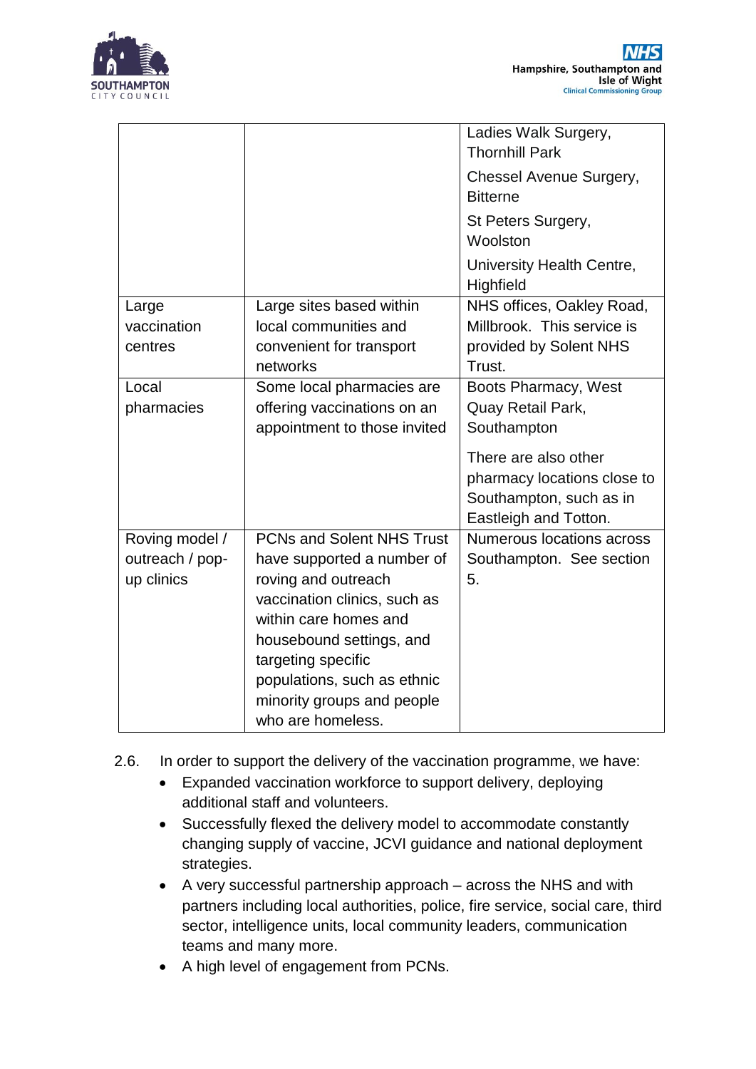| | | |
|---|---|---|
| | | Ladies Walk Surgery, Thornhill Park<br><br>Chessel Avenue Surgery, Bitterne<br><br>St Peters Surgery, Woolston<br><br>University Health Centre, Highfield |
| Large vaccination centres | Large sites based within local communities and convenient for transport networks | NHS offices, Oakley Road, Millbrook. This service is provided by Solent NHS Trust. |
| Local pharmacies | Some local pharmacies are offering vaccinations on an appointment to those invited | Boots Pharmacy, West Quay Retail Park, Southampton<br><br>There are also other pharmacy locations close to Southampton, such as in Eastleigh and Totton. |
| Roving model / outreach / pop-up clinics | PCNs and Solent NHS Trust have supported a number of roving and outreach vaccination clinics, such as within care homes and housebound settings, and targeting specific populations, such as ethnic minority groups and people who are homeless. | Numerous locations across Southampton. See section 5. |

2.6. In order to support the delivery of the vaccination programme, we have:

- Expanded vaccination workforce to support delivery, deploying additional staff and volunteers.
- Successfully flexed the delivery model to accommodate constantly changing supply of vaccine, JCVI guidance and national deployment strategies.
- A very successful partnership approach – across the NHS and with partners including local authorities, police, fire service, social care, third sector, intelligence units, local community leaders, communication teams and many more.
- A high level of engagement from PCNs.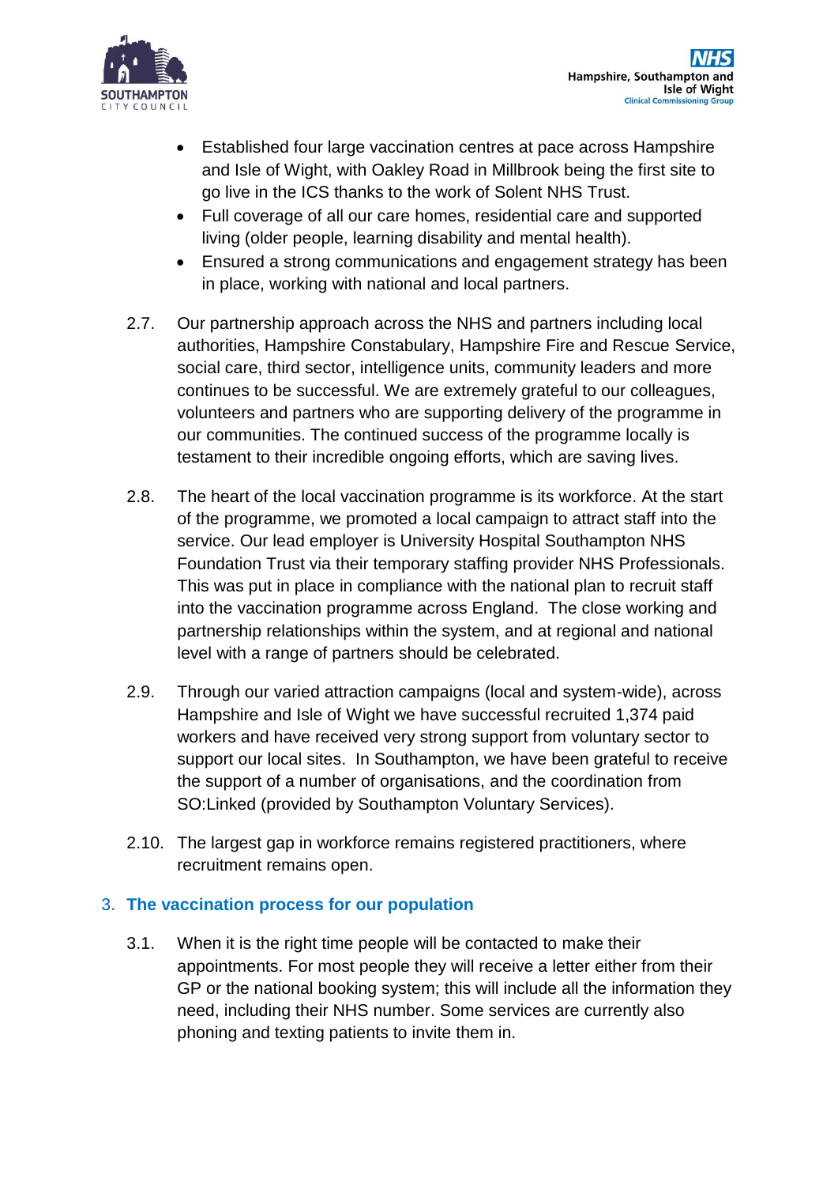- Established four large vaccination centres at pace across Hampshire and Isle of Wight, with Oakley Road in Millbrook being the first site to go live in the ICS thanks to the work of Solent NHS Trust.
- Full coverage of all our care homes, residential care and supported living (older people, learning disability and mental health).
- Ensured a strong communications and engagement strategy has been in place, working with national and local partners.

2.7. Our partnership approach across the NHS and partners including local authorities, Hampshire Constabulary, Hampshire Fire and Rescue Service, social care, third sector, intelligence units, community leaders and more continues to be successful. We are extremely grateful to our colleagues, volunteers and partners who are supporting delivery of the programme in our communities. The continued success of the programme locally is testament to their incredible ongoing efforts, which are saving lives.

2.8. The heart of the local vaccination programme is its workforce. At the start of the programme, we promoted a local campaign to attract staff into the service. Our lead employer is University Hospital Southampton NHS Foundation Trust via their temporary staffing provider NHS Professionals. This was put in place in compliance with the national plan to recruit staff into the vaccination programme across England. The close working and partnership relationships within the system, and at regional and national level with a range of partners should be celebrated.

2.9. Through our varied attraction campaigns (local and system-wide), across Hampshire and Isle of Wight we have successful recruited 1,374 paid workers and have received very strong support from voluntary sector to support our local sites. In Southampton, we have been grateful to receive the support of a number of organisations, and the coordination from SO:Linked (provided by Southampton Voluntary Services).

2.10. The largest gap in workforce remains registered practitioners, where recruitment remains open.

## 3. The vaccination process for our population

3.1. When it is the right time people will be contacted to make their appointments. For most people they will receive a letter either from their GP or the national booking system; this will include all the information they need, including their NHS number. Some services are currently also phoning and texting patients to invite them in.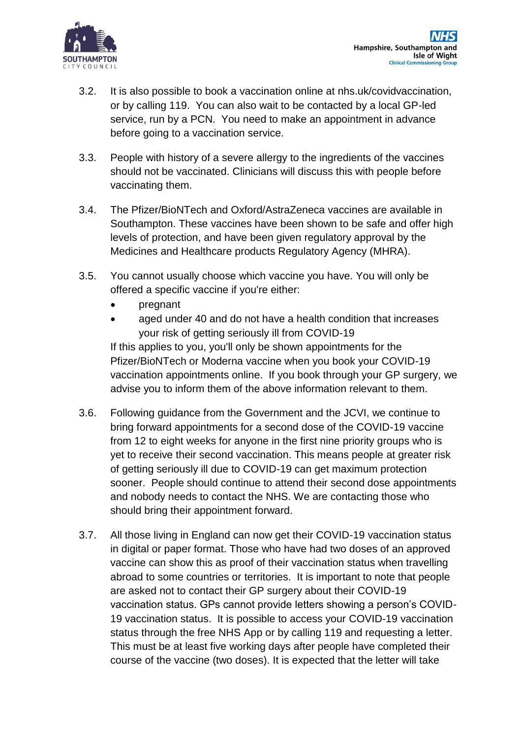3.2. It is also possible to book a vaccination online at nhs.uk/covidvaccination, or by calling 119. You can also wait to be contacted by a local GP-led service, run by a PCN. You need to make an appointment in advance before going to a vaccination service.

3.3. People with history of a severe allergy to the ingredients of the vaccines should not be vaccinated. Clinicians will discuss this with people before vaccinating them.

3.4. The Pfizer/BioNTech and Oxford/AstraZeneca vaccines are available in Southampton. These vaccines have been shown to be safe and offer high levels of protection, and have been given regulatory approval by the Medicines and Healthcare products Regulatory Agency (MHRA).

3.5. You cannot usually choose which vaccine you have. You will only be offered a specific vaccine if you're either:

- pregnant
- aged under 40 and do not have a health condition that increases your risk of getting seriously ill from COVID-19

If this applies to you, you'll only be shown appointments for the Pfizer/BioNTech or Moderna vaccine when you book your COVID-19 vaccination appointments online. If you book through your GP surgery, we advise you to inform them of the above information relevant to them.

3.6. Following guidance from the Government and the JCVI, we continue to bring forward appointments for a second dose of the COVID-19 vaccine from 12 to eight weeks for anyone in the first nine priority groups who is yet to receive their second vaccination. This means people at greater risk of getting seriously ill due to COVID-19 can get maximum protection sooner. People should continue to attend their second dose appointments and nobody needs to contact the NHS. We are contacting those who should bring their appointment forward.

3.7. All those living in England can now get their COVID-19 vaccination status in digital or paper format. Those who have had two doses of an approved vaccine can show this as proof of their vaccination status when travelling abroad to some countries or territories. It is important to note that people are asked not to contact their GP surgery about their COVID-19 vaccination status. GPs cannot provide letters showing a person's COVID-19 vaccination status. It is possible to access your COVID-19 vaccination status through the free NHS App or by calling 119 and requesting a letter. This must be at least five working days after people have completed their course of the vaccine (two doses). It is expected that the letter will take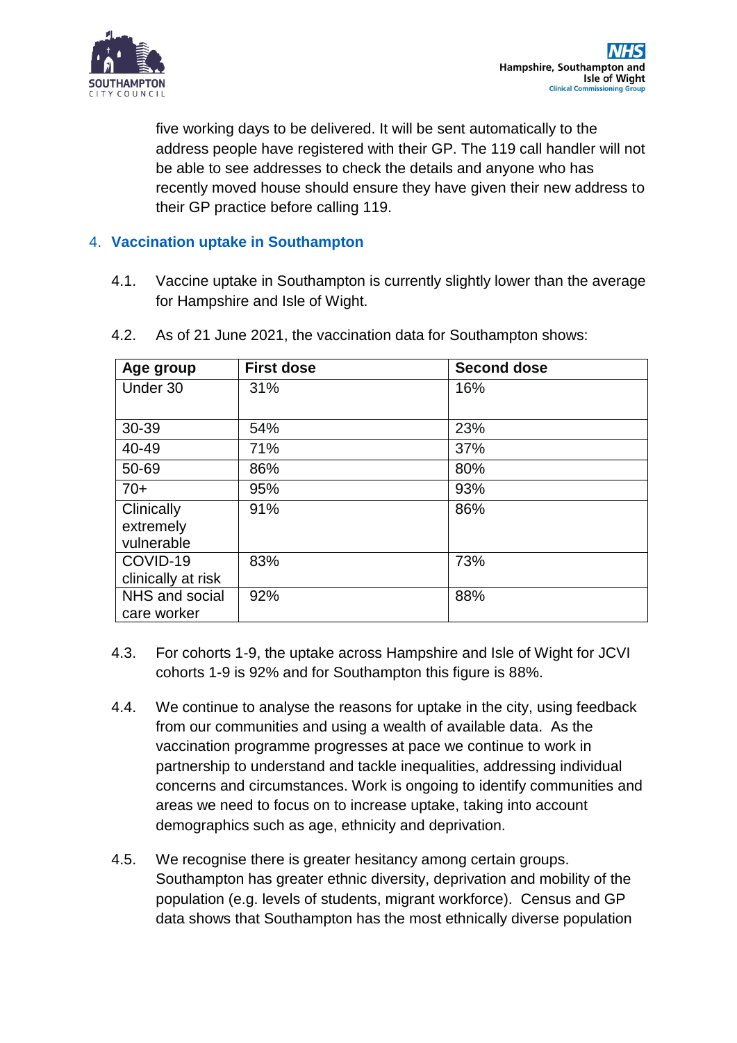five working days to be delivered. It will be sent automatically to the address people have registered with their GP. The 119 call handler will not be able to see addresses to check the details and anyone who has recently moved house should ensure they have given their new address to their GP practice before calling 119.

## 4. Vaccination uptake in Southampton

4.1. Vaccine uptake in Southampton is currently slightly lower than the average for Hampshire and Isle of Wight.

4.2. As of 21 June 2021, the vaccination data for Southampton shows:

| Age group | First dose | Second dose |
|---|---|---|
| Under 30 | 31% | 16% |
| 30-39 | 54% | 23% |
| 40-49 | 71% | 37% |
| 50-69 | 86% | 80% |
| 70+ | 95% | 93% |
| Clinically extremely vulnerable | 91% | 86% |
| COVID-19 clinically at risk | 83% | 73% |
| NHS and social care worker | 92% | 88% |

4.3. For cohorts 1-9, the uptake across Hampshire and Isle of Wight for JCVI cohorts 1-9 is 92% and for Southampton this figure is 88%.

4.4. We continue to analyse the reasons for uptake in the city, using feedback from our communities and using a wealth of available data. As the vaccination programme progresses at pace we continue to work in partnership to understand and tackle inequalities, addressing individual concerns and circumstances. Work is ongoing to identify communities and areas we need to focus on to increase uptake, taking into account demographics such as age, ethnicity and deprivation.

4.5. We recognise there is greater hesitancy among certain groups. Southampton has greater ethnic diversity, deprivation and mobility of the population (e.g. levels of students, migrant workforce). Census and GP data shows that Southampton has the most ethnically diverse population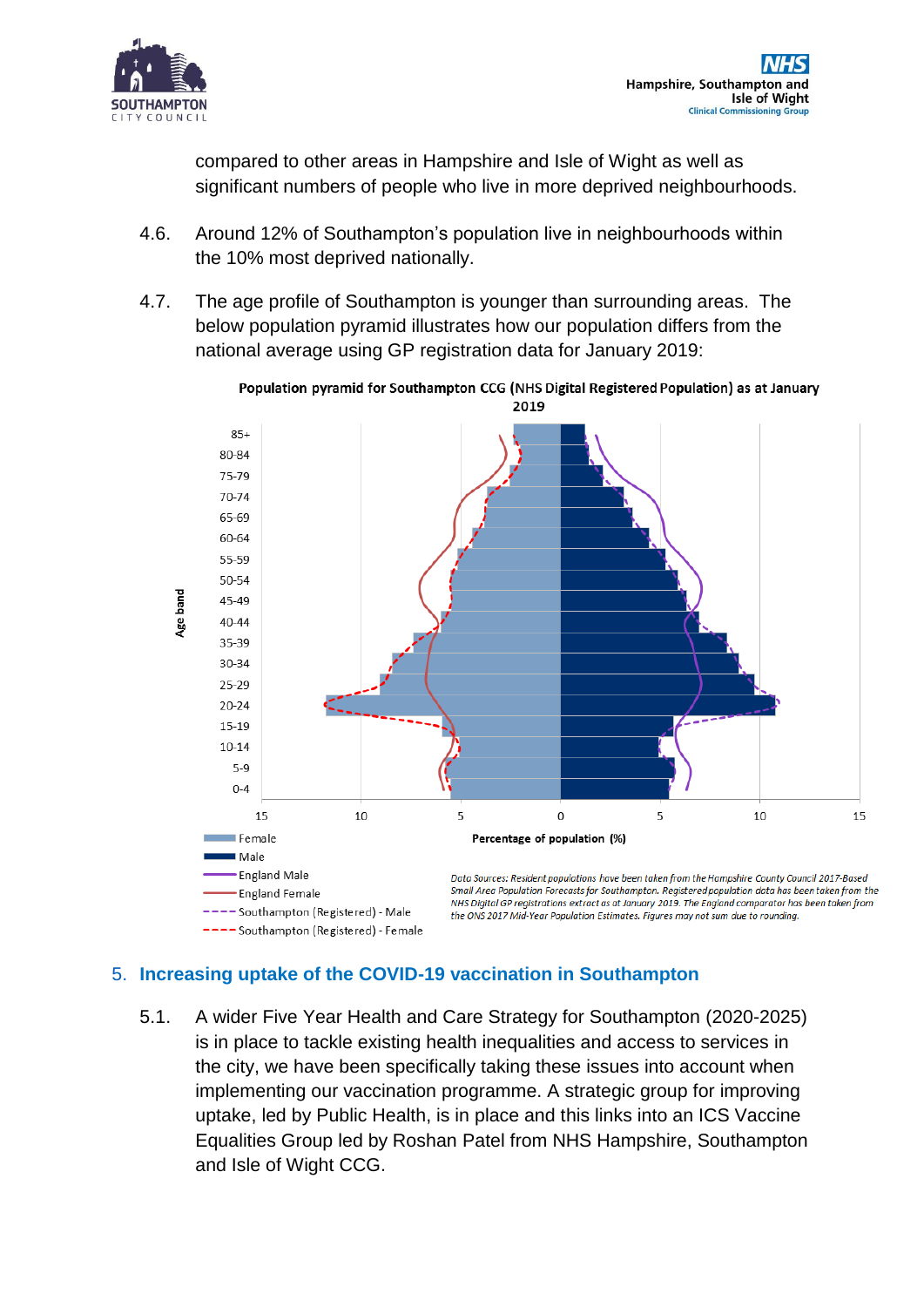compared to other areas in Hampshire and Isle of Wight as well as significant numbers of people who live in more deprived neighbourhoods.

4.6. Around 12% of Southampton's population live in neighbourhoods within the 10% most deprived nationally.

4.7. The age profile of Southampton is younger than surrounding areas. The below population pyramid illustrates how our population differs from the national average using GP registration data for January 2019:

**Population pyramid for Southampton CCG (NHS Digital Registered Population) as at January 2019**

*Data Sources: Resident populations have been taken from the Hampshire County Council 2017-Based Small Area Population Forecasts for Southampton. Registered population data has been taken from the NHS Digital GP registrations extract as at January 2019. The England comparator has been taken from the ONS 2017 Mid-Year Population Estimates. Figures may not sum due to rounding.*

## 5. Increasing uptake of the COVID-19 vaccination in Southampton

5.1. A wider Five Year Health and Care Strategy for Southampton (2020-2025) is in place to tackle existing health inequalities and access to services in the city, we have been specifically taking these issues into account when implementing our vaccination programme. A strategic group for improving uptake, led by Public Health, is in place and this links into an ICS Vaccine Equalities Group led by Roshan Patel from NHS Hampshire, Southampton and Isle of Wight CCG.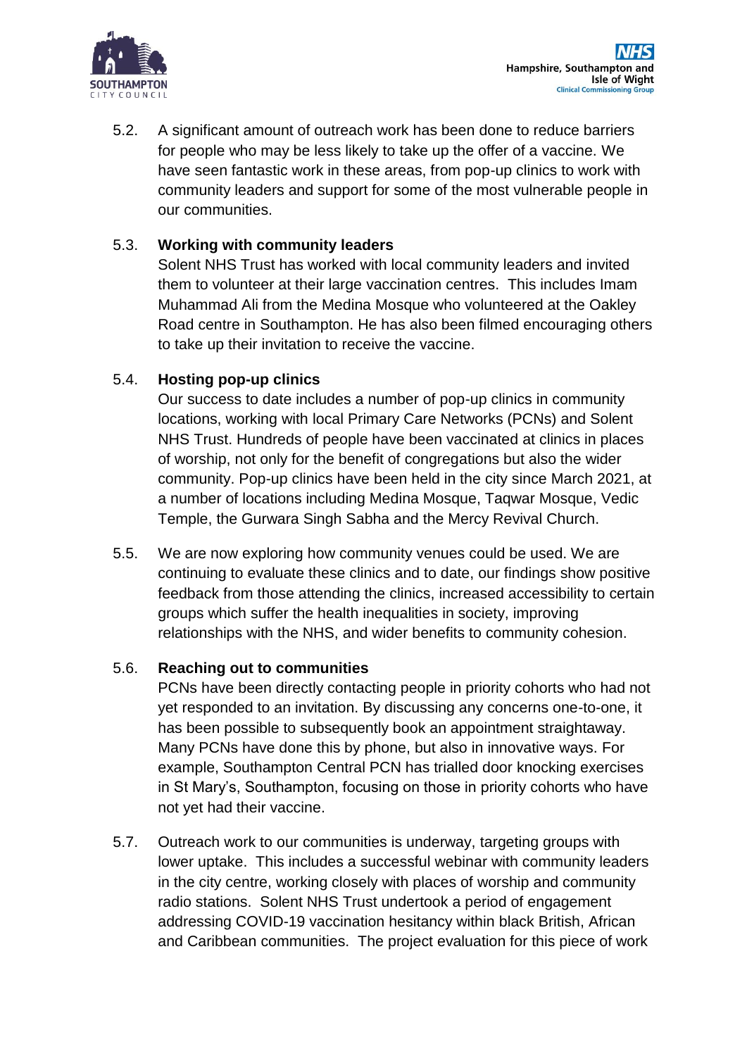5.2. A significant amount of outreach work has been done to reduce barriers for people who may be less likely to take up the offer of a vaccine. We have seen fantastic work in these areas, from pop-up clinics to work with community leaders and support for some of the most vulnerable people in our communities.

5.3. **Working with community leaders**

Solent NHS Trust has worked with local community leaders and invited them to volunteer at their large vaccination centres. This includes Imam Muhammad Ali from the Medina Mosque who volunteered at the Oakley Road centre in Southampton. He has also been filmed encouraging others to take up their invitation to receive the vaccine.

5.4. **Hosting pop-up clinics**

Our success to date includes a number of pop-up clinics in community locations, working with local Primary Care Networks (PCNs) and Solent NHS Trust. Hundreds of people have been vaccinated at clinics in places of worship, not only for the benefit of congregations but also the wider community. Pop-up clinics have been held in the city since March 2021, at a number of locations including Medina Mosque, Taqwar Mosque, Vedic Temple, the Gurwara Singh Sabha and the Mercy Revival Church.

5.5. We are now exploring how community venues could be used. We are continuing to evaluate these clinics and to date, our findings show positive feedback from those attending the clinics, increased accessibility to certain groups which suffer the health inequalities in society, improving relationships with the NHS, and wider benefits to community cohesion.

5.6. **Reaching out to communities**

PCNs have been directly contacting people in priority cohorts who had not yet responded to an invitation. By discussing any concerns one-to-one, it has been possible to subsequently book an appointment straightaway. Many PCNs have done this by phone, but also in innovative ways. For example, Southampton Central PCN has trialled door knocking exercises in St Mary's, Southampton, focusing on those in priority cohorts who have not yet had their vaccine.

5.7. Outreach work to our communities is underway, targeting groups with lower uptake. This includes a successful webinar with community leaders in the city centre, working closely with places of worship and community radio stations. Solent NHS Trust undertook a period of engagement addressing COVID-19 vaccination hesitancy within black British, African and Caribbean communities. The project evaluation for this piece of work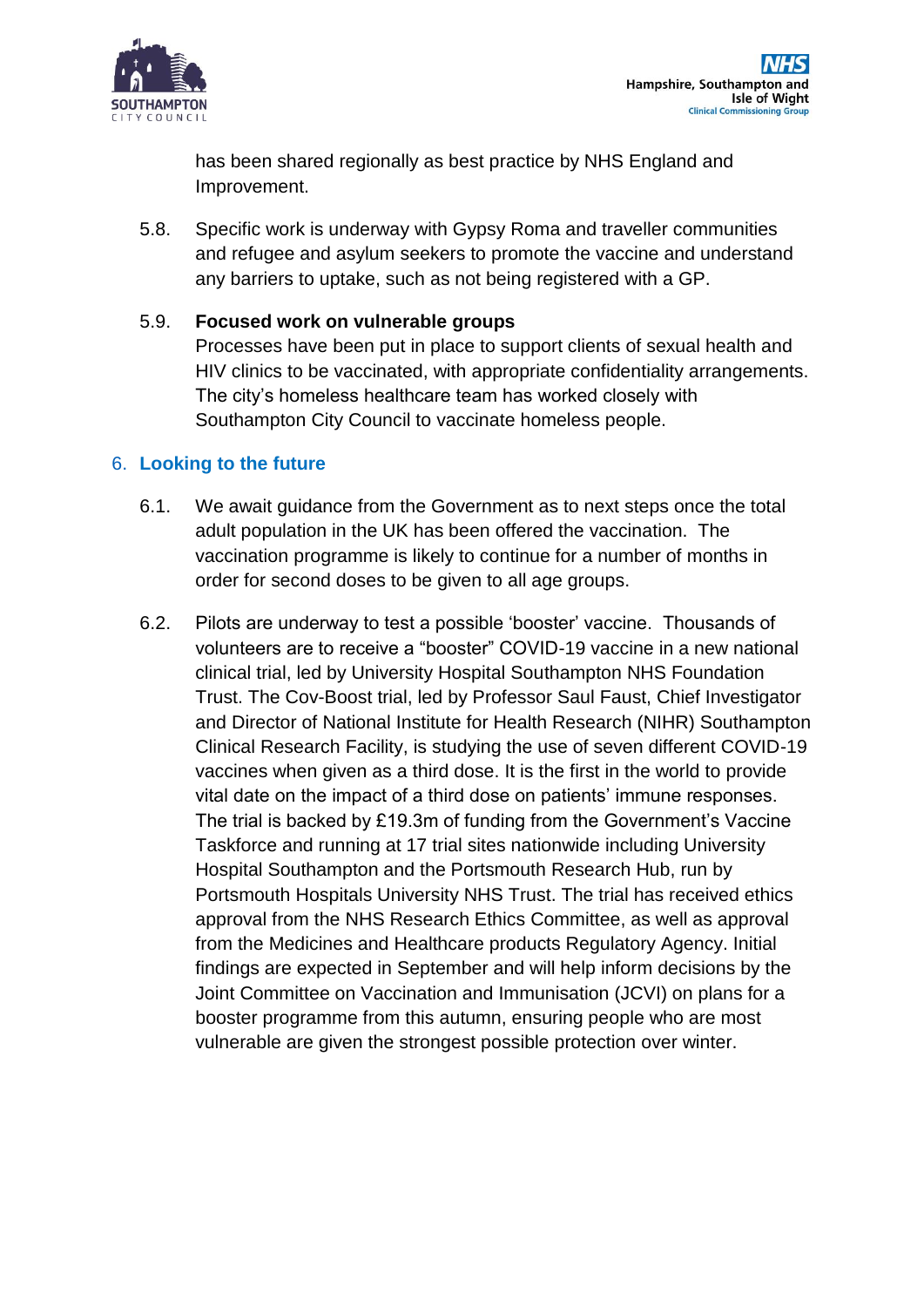has been shared regionally as best practice by NHS England and Improvement.

5.8. Specific work is underway with Gypsy Roma and traveller communities and refugee and asylum seekers to promote the vaccine and understand any barriers to uptake, such as not being registered with a GP.

5.9. **Focused work on vulnerable groups**
Processes have been put in place to support clients of sexual health and HIV clinics to be vaccinated, with appropriate confidentiality arrangements. The city's homeless healthcare team has worked closely with Southampton City Council to vaccinate homeless people.

## 6. Looking to the future

6.1. We await guidance from the Government as to next steps once the total adult population in the UK has been offered the vaccination. The vaccination programme is likely to continue for a number of months in order for second doses to be given to all age groups.

6.2. Pilots are underway to test a possible 'booster' vaccine. Thousands of volunteers are to receive a "booster" COVID-19 vaccine in a new national clinical trial, led by University Hospital Southampton NHS Foundation Trust. The Cov-Boost trial, led by Professor Saul Faust, Chief Investigator and Director of National Institute for Health Research (NIHR) Southampton Clinical Research Facility, is studying the use of seven different COVID-19 vaccines when given as a third dose. It is the first in the world to provide vital date on the impact of a third dose on patients' immune responses. The trial is backed by £19.3m of funding from the Government's Vaccine Taskforce and running at 17 trial sites nationwide including University Hospital Southampton and the Portsmouth Research Hub, run by Portsmouth Hospitals University NHS Trust. The trial has received ethics approval from the NHS Research Ethics Committee, as well as approval from the Medicines and Healthcare products Regulatory Agency. Initial findings are expected in September and will help inform decisions by the Joint Committee on Vaccination and Immunisation (JCVI) on plans for a booster programme from this autumn, ensuring people who are most vulnerable are given the strongest possible protection over winter.